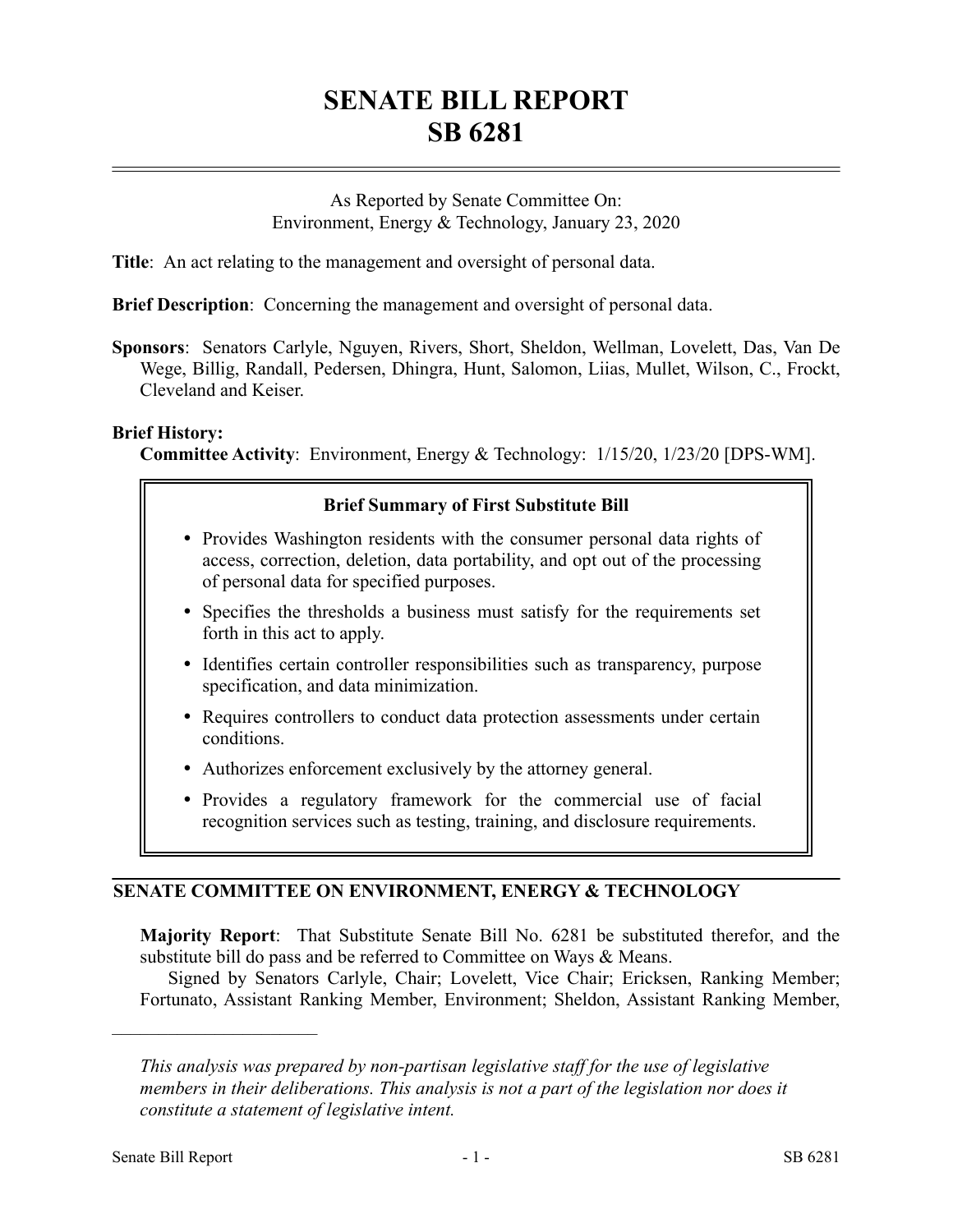# SENATE BILL REPORT
# SB 6281

As Reported by Senate Committee On:
Environment, Energy & Technology, January 23, 2020

**Title**: An act relating to the management and oversight of personal data.

**Brief Description**: Concerning the management and oversight of personal data.

**Sponsors**: Senators Carlyle, Nguyen, Rivers, Short, Sheldon, Wellman, Lovelett, Das, Van De Wege, Billig, Randall, Pedersen, Dhingra, Hunt, Salomon, Liias, Mullet, Wilson, C., Frockt, Cleveland and Keiser.

**Brief History:**
**Committee Activity**: Environment, Energy & Technology: 1/15/20, 1/23/20 [DPS-WM].

**Brief Summary of First Substitute Bill**

- Provides Washington residents with the consumer personal data rights of access, correction, deletion, data portability, and opt out of the processing of personal data for specified purposes.
- Specifies the thresholds a business must satisfy for the requirements set forth in this act to apply.
- Identifies certain controller responsibilities such as transparency, purpose specification, and data minimization.
- Requires controllers to conduct data protection assessments under certain conditions.
- Authorizes enforcement exclusively by the attorney general.
- Provides a regulatory framework for the commercial use of facial recognition services such as testing, training, and disclosure requirements.

## SENATE COMMITTEE ON ENVIRONMENT, ENERGY & TECHNOLOGY

**Majority Report**: That Substitute Senate Bill No. 6281 be substituted therefor, and the substitute bill do pass and be referred to Committee on Ways & Means.

Signed by Senators Carlyle, Chair; Lovelett, Vice Chair; Ericksen, Ranking Member; Fortunato, Assistant Ranking Member, Environment; Sheldon, Assistant Ranking Member,

*This analysis was prepared by non-partisan legislative staff for the use of legislative members in their deliberations. This analysis is not a part of the legislation nor does it constitute a statement of legislative intent.*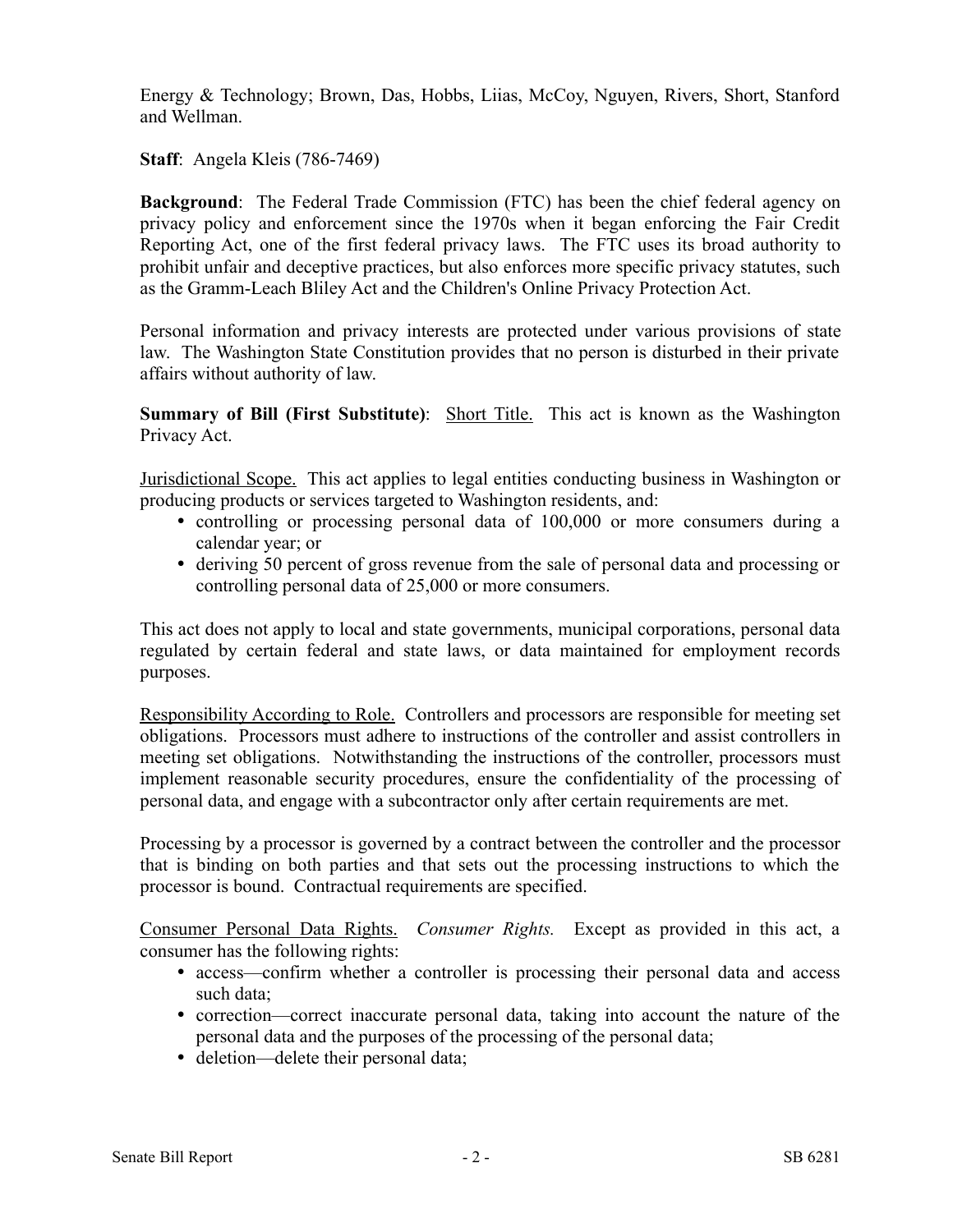Energy & Technology; Brown, Das, Hobbs, Liias, McCoy, Nguyen, Rivers, Short, Stanford and Wellman.

**Staff**: Angela Kleis (786-7469)

**Background**: The Federal Trade Commission (FTC) has been the chief federal agency on privacy policy and enforcement since the 1970s when it began enforcing the Fair Credit Reporting Act, one of the first federal privacy laws. The FTC uses its broad authority to prohibit unfair and deceptive practices, but also enforces more specific privacy statutes, such as the Gramm-Leach Bliley Act and the Children's Online Privacy Protection Act.

Personal information and privacy interests are protected under various provisions of state law. The Washington State Constitution provides that no person is disturbed in their private affairs without authority of law.

**Summary of Bill (First Substitute)**: Short Title. This act is known as the Washington Privacy Act.

Jurisdictional Scope. This act applies to legal entities conducting business in Washington or producing products or services targeted to Washington residents, and:

- controlling or processing personal data of 100,000 or more consumers during a calendar year; or
- deriving 50 percent of gross revenue from the sale of personal data and processing or controlling personal data of 25,000 or more consumers.

This act does not apply to local and state governments, municipal corporations, personal data regulated by certain federal and state laws, or data maintained for employment records purposes.

Responsibility According to Role. Controllers and processors are responsible for meeting set obligations. Processors must adhere to instructions of the controller and assist controllers in meeting set obligations. Notwithstanding the instructions of the controller, processors must implement reasonable security procedures, ensure the confidentiality of the processing of personal data, and engage with a subcontractor only after certain requirements are met.

Processing by a processor is governed by a contract between the controller and the processor that is binding on both parties and that sets out the processing instructions to which the processor is bound. Contractual requirements are specified.

Consumer Personal Data Rights. *Consumer Rights.* Except as provided in this act, a consumer has the following rights:

- access—confirm whether a controller is processing their personal data and access such data;
- correction—correct inaccurate personal data, taking into account the nature of the personal data and the purposes of the processing of the personal data;
- deletion—delete their personal data;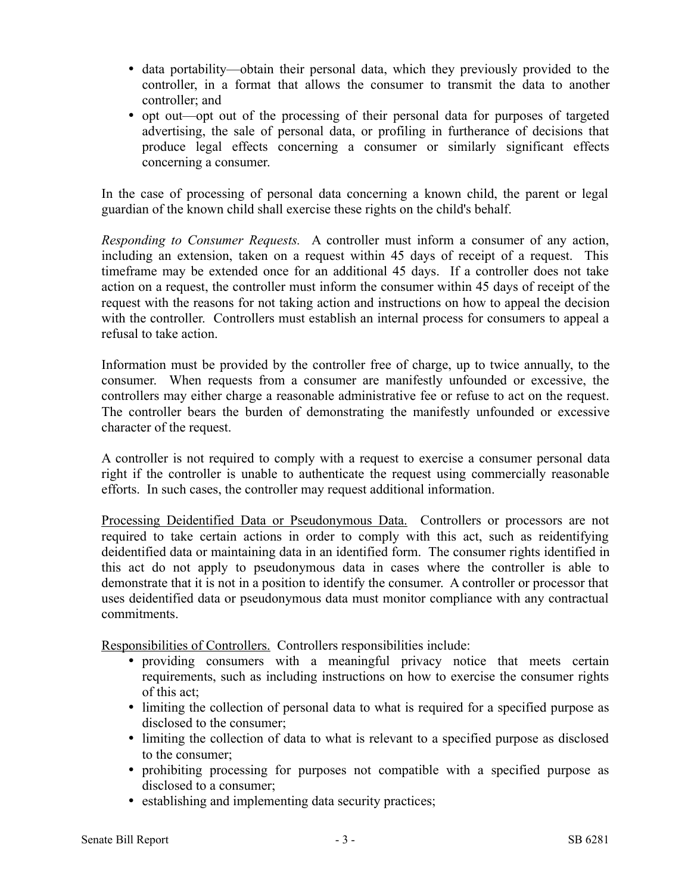- data portability—obtain their personal data, which they previously provided to the controller, in a format that allows the consumer to transmit the data to another controller; and
- opt out—opt out of the processing of their personal data for purposes of targeted advertising, the sale of personal data, or profiling in furtherance of decisions that produce legal effects concerning a consumer or similarly significant effects concerning a consumer.

In the case of processing of personal data concerning a known child, the parent or legal guardian of the known child shall exercise these rights on the child's behalf.

*Responding to Consumer Requests.* A controller must inform a consumer of any action, including an extension, taken on a request within 45 days of receipt of a request. This timeframe may be extended once for an additional 45 days. If a controller does not take action on a request, the controller must inform the consumer within 45 days of receipt of the request with the reasons for not taking action and instructions on how to appeal the decision with the controller. Controllers must establish an internal process for consumers to appeal a refusal to take action.

Information must be provided by the controller free of charge, up to twice annually, to the consumer. When requests from a consumer are manifestly unfounded or excessive, the controllers may either charge a reasonable administrative fee or refuse to act on the request. The controller bears the burden of demonstrating the manifestly unfounded or excessive character of the request.

A controller is not required to comply with a request to exercise a consumer personal data right if the controller is unable to authenticate the request using commercially reasonable efforts. In such cases, the controller may request additional information.

<u>Processing Deidentified Data or Pseudonymous Data.</u> Controllers or processors are not required to take certain actions in order to comply with this act, such as reidentifying deidentified data or maintaining data in an identified form. The consumer rights identified in this act do not apply to pseudonymous data in cases where the controller is able to demonstrate that it is not in a position to identify the consumer. A controller or processor that uses deidentified data or pseudonymous data must monitor compliance with any contractual commitments.

<u>Responsibilities of Controllers.</u> Controllers responsibilities include:

- providing consumers with a meaningful privacy notice that meets certain requirements, such as including instructions on how to exercise the consumer rights of this act;
- limiting the collection of personal data to what is required for a specified purpose as disclosed to the consumer;
- limiting the collection of data to what is relevant to a specified purpose as disclosed to the consumer;
- prohibiting processing for purposes not compatible with a specified purpose as disclosed to a consumer;
- establishing and implementing data security practices;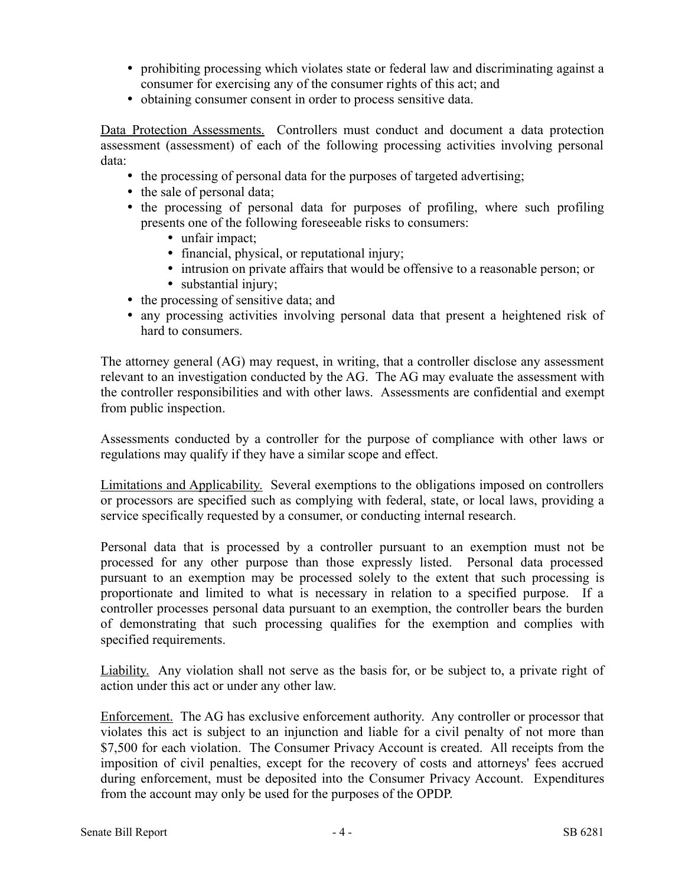- prohibiting processing which violates state or federal law and discriminating against a consumer for exercising any of the consumer rights of this act; and
- obtaining consumer consent in order to process sensitive data.

<u>Data Protection Assessments.</u> Controllers must conduct and document a data protection assessment (assessment) of each of the following processing activities involving personal data:

- the processing of personal data for the purposes of targeted advertising;
- the sale of personal data;
- the processing of personal data for purposes of profiling, where such profiling presents one of the following foreseeable risks to consumers:
  - unfair impact;
  - financial, physical, or reputational injury;
  - intrusion on private affairs that would be offensive to a reasonable person; or
  - substantial injury;
- the processing of sensitive data; and
- any processing activities involving personal data that present a heightened risk of hard to consumers.

The attorney general (AG) may request, in writing, that a controller disclose any assessment relevant to an investigation conducted by the AG. The AG may evaluate the assessment with the controller responsibilities and with other laws. Assessments are confidential and exempt from public inspection.

Assessments conducted by a controller for the purpose of compliance with other laws or regulations may qualify if they have a similar scope and effect.

<u>Limitations and Applicability.</u> Several exemptions to the obligations imposed on controllers or processors are specified such as complying with federal, state, or local laws, providing a service specifically requested by a consumer, or conducting internal research.

Personal data that is processed by a controller pursuant to an exemption must not be processed for any other purpose than those expressly listed. Personal data processed pursuant to an exemption may be processed solely to the extent that such processing is proportionate and limited to what is necessary in relation to a specified purpose. If a controller processes personal data pursuant to an exemption, the controller bears the burden of demonstrating that such processing qualifies for the exemption and complies with specified requirements.

<u>Liability.</u> Any violation shall not serve as the basis for, or be subject to, a private right of action under this act or under any other law.

<u>Enforcement.</u> The AG has exclusive enforcement authority. Any controller or processor that violates this act is subject to an injunction and liable for a civil penalty of not more than $7,500 for each violation. The Consumer Privacy Account is created. All receipts from the imposition of civil penalties, except for the recovery of costs and attorneys' fees accrued during enforcement, must be deposited into the Consumer Privacy Account. Expenditures from the account may only be used for the purposes of the OPDP.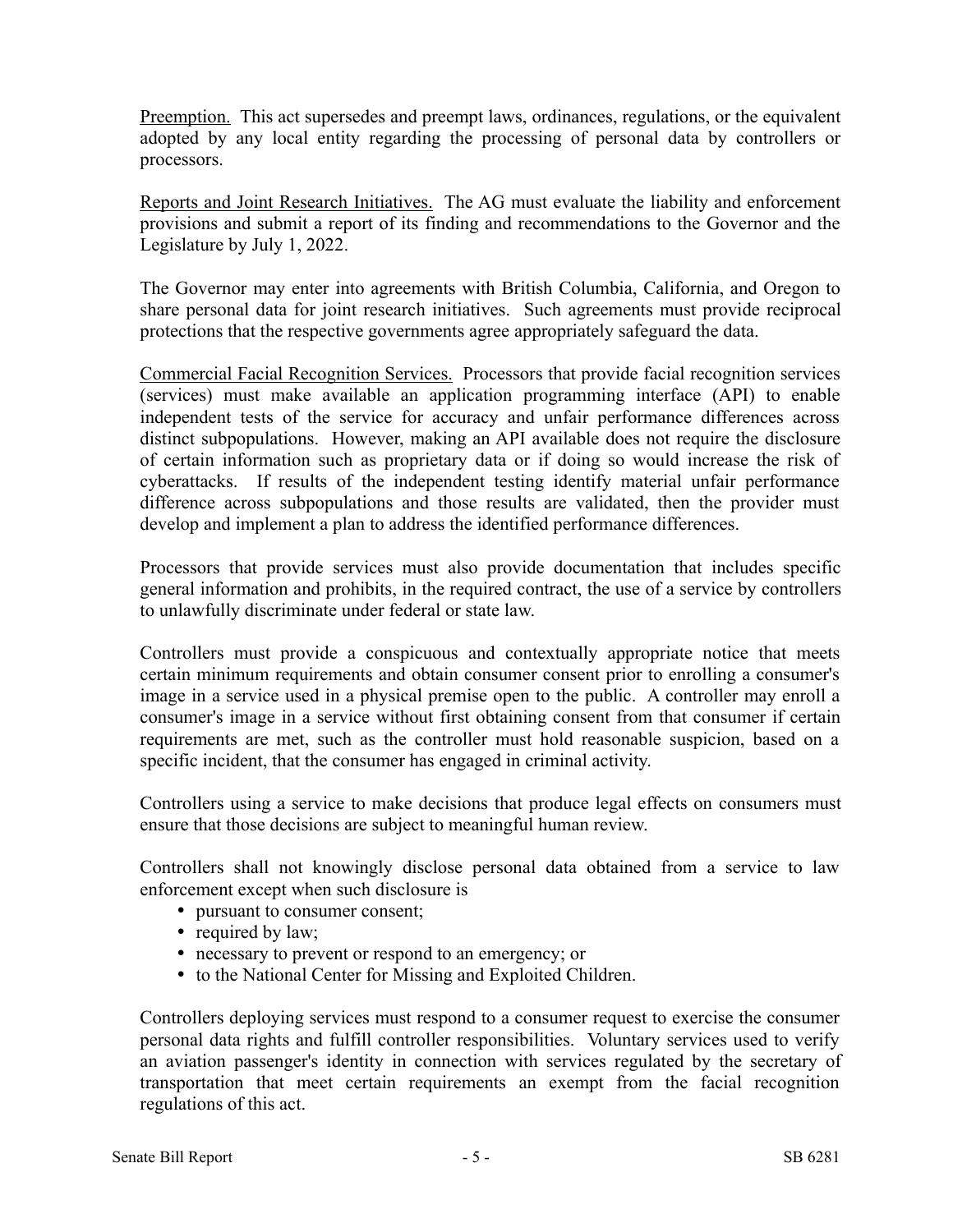Preemption. This act supersedes and preempt laws, ordinances, regulations, or the equivalent adopted by any local entity regarding the processing of personal data by controllers or processors.

Reports and Joint Research Initiatives. The AG must evaluate the liability and enforcement provisions and submit a report of its finding and recommendations to the Governor and the Legislature by July 1, 2022.

The Governor may enter into agreements with British Columbia, California, and Oregon to share personal data for joint research initiatives. Such agreements must provide reciprocal protections that the respective governments agree appropriately safeguard the data.

Commercial Facial Recognition Services. Processors that provide facial recognition services (services) must make available an application programming interface (API) to enable independent tests of the service for accuracy and unfair performance differences across distinct subpopulations. However, making an API available does not require the disclosure of certain information such as proprietary data or if doing so would increase the risk of cyberattacks. If results of the independent testing identify material unfair performance difference across subpopulations and those results are validated, then the provider must develop and implement a plan to address the identified performance differences.

Processors that provide services must also provide documentation that includes specific general information and prohibits, in the required contract, the use of a service by controllers to unlawfully discriminate under federal or state law.

Controllers must provide a conspicuous and contextually appropriate notice that meets certain minimum requirements and obtain consumer consent prior to enrolling a consumer's image in a service used in a physical premise open to the public. A controller may enroll a consumer's image in a service without first obtaining consent from that consumer if certain requirements are met, such as the controller must hold reasonable suspicion, based on a specific incident, that the consumer has engaged in criminal activity.

Controllers using a service to make decisions that produce legal effects on consumers must ensure that those decisions are subject to meaningful human review.

Controllers shall not knowingly disclose personal data obtained from a service to law enforcement except when such disclosure is

- pursuant to consumer consent;
- required by law;
- necessary to prevent or respond to an emergency; or
- to the National Center for Missing and Exploited Children.

Controllers deploying services must respond to a consumer request to exercise the consumer personal data rights and fulfill controller responsibilities. Voluntary services used to verify an aviation passenger's identity in connection with services regulated by the secretary of transportation that meet certain requirements an exempt from the facial recognition regulations of this act.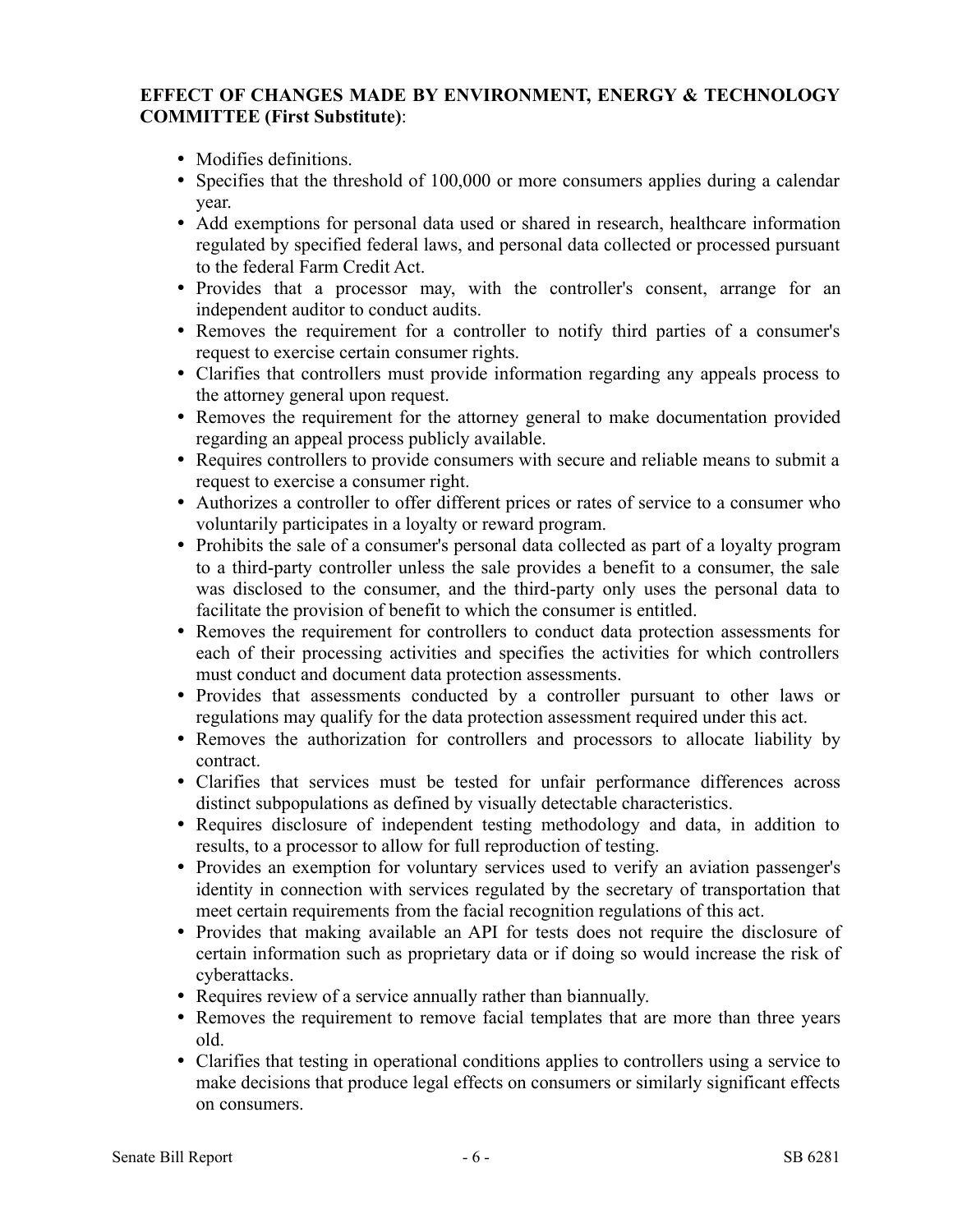**EFFECT OF CHANGES MADE BY ENVIRONMENT, ENERGY & TECHNOLOGY COMMITTEE (First Substitute)**:

- Modifies definitions.
- Specifies that the threshold of 100,000 or more consumers applies during a calendar year.
- Add exemptions for personal data used or shared in research, healthcare information regulated by specified federal laws, and personal data collected or processed pursuant to the federal Farm Credit Act.
- Provides that a processor may, with the controller's consent, arrange for an independent auditor to conduct audits.
- Removes the requirement for a controller to notify third parties of a consumer's request to exercise certain consumer rights.
- Clarifies that controllers must provide information regarding any appeals process to the attorney general upon request.
- Removes the requirement for the attorney general to make documentation provided regarding an appeal process publicly available.
- Requires controllers to provide consumers with secure and reliable means to submit a request to exercise a consumer right.
- Authorizes a controller to offer different prices or rates of service to a consumer who voluntarily participates in a loyalty or reward program.
- Prohibits the sale of a consumer's personal data collected as part of a loyalty program to a third-party controller unless the sale provides a benefit to a consumer, the sale was disclosed to the consumer, and the third-party only uses the personal data to facilitate the provision of benefit to which the consumer is entitled.
- Removes the requirement for controllers to conduct data protection assessments for each of their processing activities and specifies the activities for which controllers must conduct and document data protection assessments.
- Provides that assessments conducted by a controller pursuant to other laws or regulations may qualify for the data protection assessment required under this act.
- Removes the authorization for controllers and processors to allocate liability by contract.
- Clarifies that services must be tested for unfair performance differences across distinct subpopulations as defined by visually detectable characteristics.
- Requires disclosure of independent testing methodology and data, in addition to results, to a processor to allow for full reproduction of testing.
- Provides an exemption for voluntary services used to verify an aviation passenger's identity in connection with services regulated by the secretary of transportation that meet certain requirements from the facial recognition regulations of this act.
- Provides that making available an API for tests does not require the disclosure of certain information such as proprietary data or if doing so would increase the risk of cyberattacks.
- Requires review of a service annually rather than biannually.
- Removes the requirement to remove facial templates that are more than three years old.
- Clarifies that testing in operational conditions applies to controllers using a service to make decisions that produce legal effects on consumers or similarly significant effects on consumers.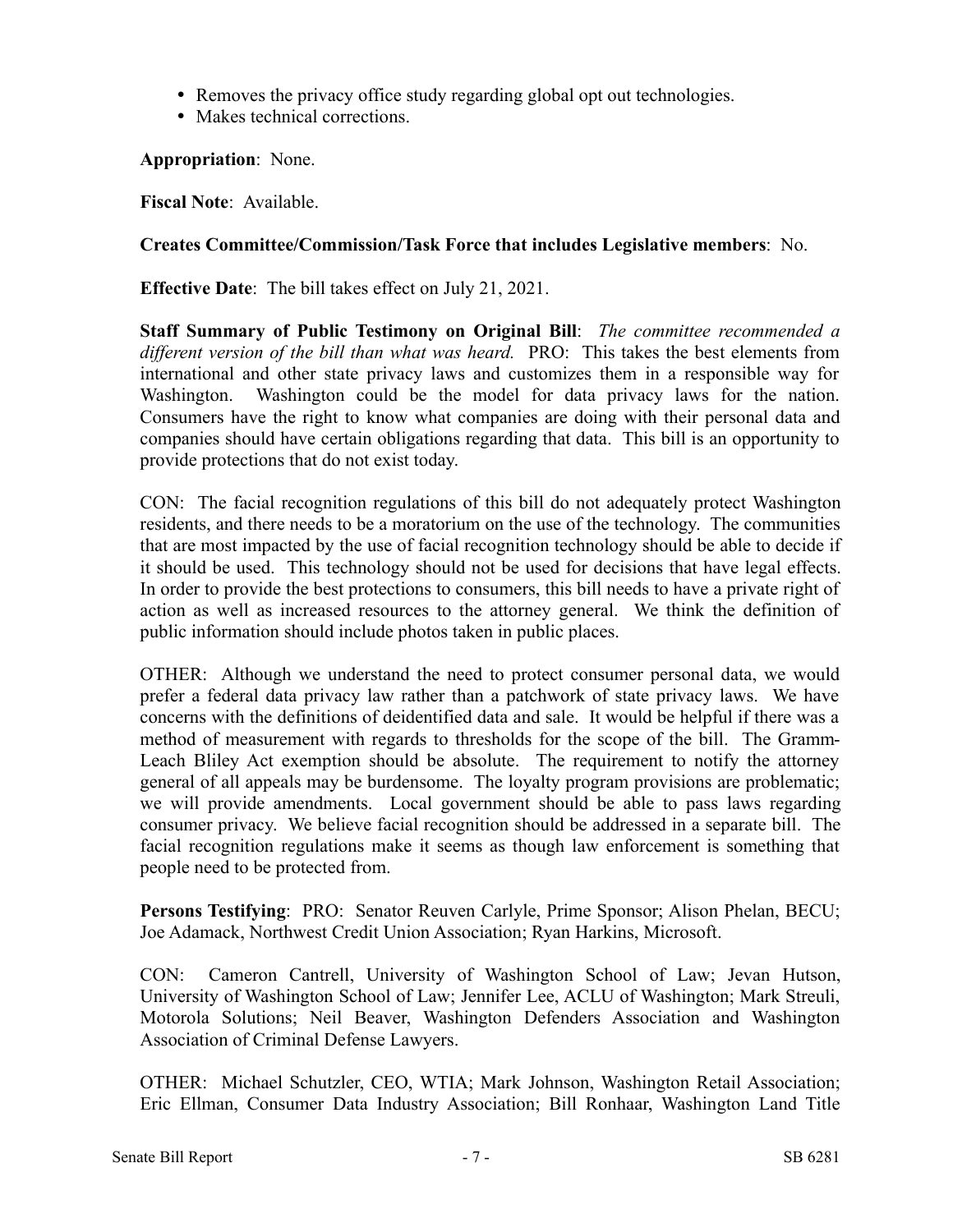- Removes the privacy office study regarding global opt out technologies.
- Makes technical corrections.

**Appropriation**: None.

**Fiscal Note**: Available.

**Creates Committee/Commission/Task Force that includes Legislative members**: No.

**Effective Date**: The bill takes effect on July 21, 2021.

**Staff Summary of Public Testimony on Original Bill**: *The committee recommended a different version of the bill than what was heard.* PRO: This takes the best elements from international and other state privacy laws and customizes them in a responsible way for Washington. Washington could be the model for data privacy laws for the nation. Consumers have the right to know what companies are doing with their personal data and companies should have certain obligations regarding that data. This bill is an opportunity to provide protections that do not exist today.

CON: The facial recognition regulations of this bill do not adequately protect Washington residents, and there needs to be a moratorium on the use of the technology. The communities that are most impacted by the use of facial recognition technology should be able to decide if it should be used. This technology should not be used for decisions that have legal effects. In order to provide the best protections to consumers, this bill needs to have a private right of action as well as increased resources to the attorney general. We think the definition of public information should include photos taken in public places.

OTHER: Although we understand the need to protect consumer personal data, we would prefer a federal data privacy law rather than a patchwork of state privacy laws. We have concerns with the definitions of deidentified data and sale. It would be helpful if there was a method of measurement with regards to thresholds for the scope of the bill. The Gramm-Leach Bliley Act exemption should be absolute. The requirement to notify the attorney general of all appeals may be burdensome. The loyalty program provisions are problematic; we will provide amendments. Local government should be able to pass laws regarding consumer privacy. We believe facial recognition should be addressed in a separate bill. The facial recognition regulations make it seems as though law enforcement is something that people need to be protected from.

**Persons Testifying**: PRO: Senator Reuven Carlyle, Prime Sponsor; Alison Phelan, BECU; Joe Adamack, Northwest Credit Union Association; Ryan Harkins, Microsoft.

CON: Cameron Cantrell, University of Washington School of Law; Jevan Hutson, University of Washington School of Law; Jennifer Lee, ACLU of Washington; Mark Streuli, Motorola Solutions; Neil Beaver, Washington Defenders Association and Washington Association of Criminal Defense Lawyers.

OTHER: Michael Schutzler, CEO, WTIA; Mark Johnson, Washington Retail Association; Eric Ellman, Consumer Data Industry Association; Bill Ronhaar, Washington Land Title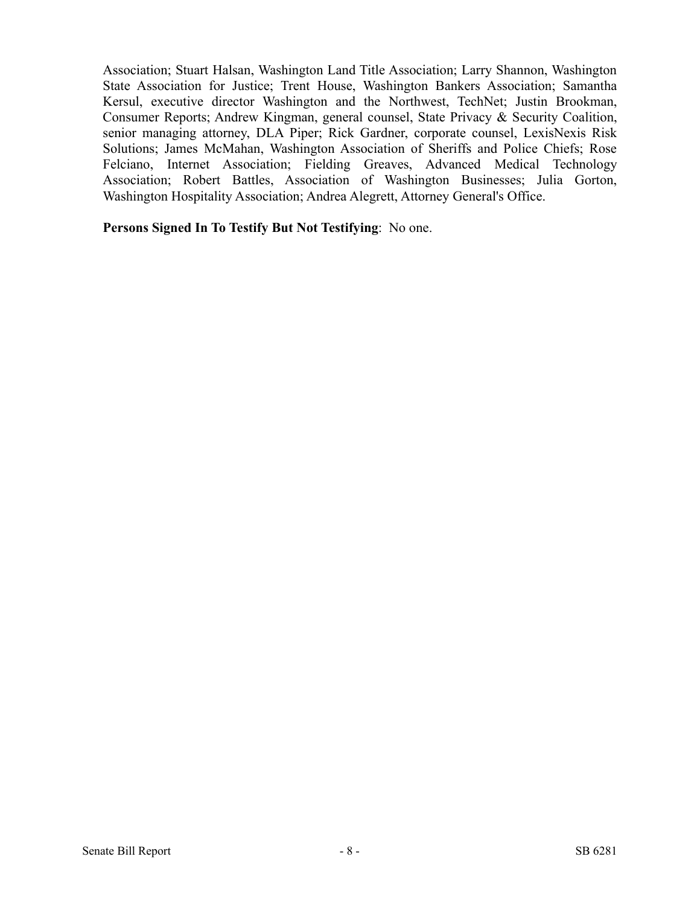Association; Stuart Halsan, Washington Land Title Association; Larry Shannon, Washington State Association for Justice; Trent House, Washington Bankers Association; Samantha Kersul, executive director Washington and the Northwest, TechNet; Justin Brookman, Consumer Reports; Andrew Kingman, general counsel, State Privacy & Security Coalition, senior managing attorney, DLA Piper; Rick Gardner, corporate counsel, LexisNexis Risk Solutions; James McMahan, Washington Association of Sheriffs and Police Chiefs; Rose Felciano, Internet Association; Fielding Greaves, Advanced Medical Technology Association; Robert Battles, Association of Washington Businesses; Julia Gorton, Washington Hospitality Association; Andrea Alegrett, Attorney General's Office.

**Persons Signed In To Testify But Not Testifying**: No one.